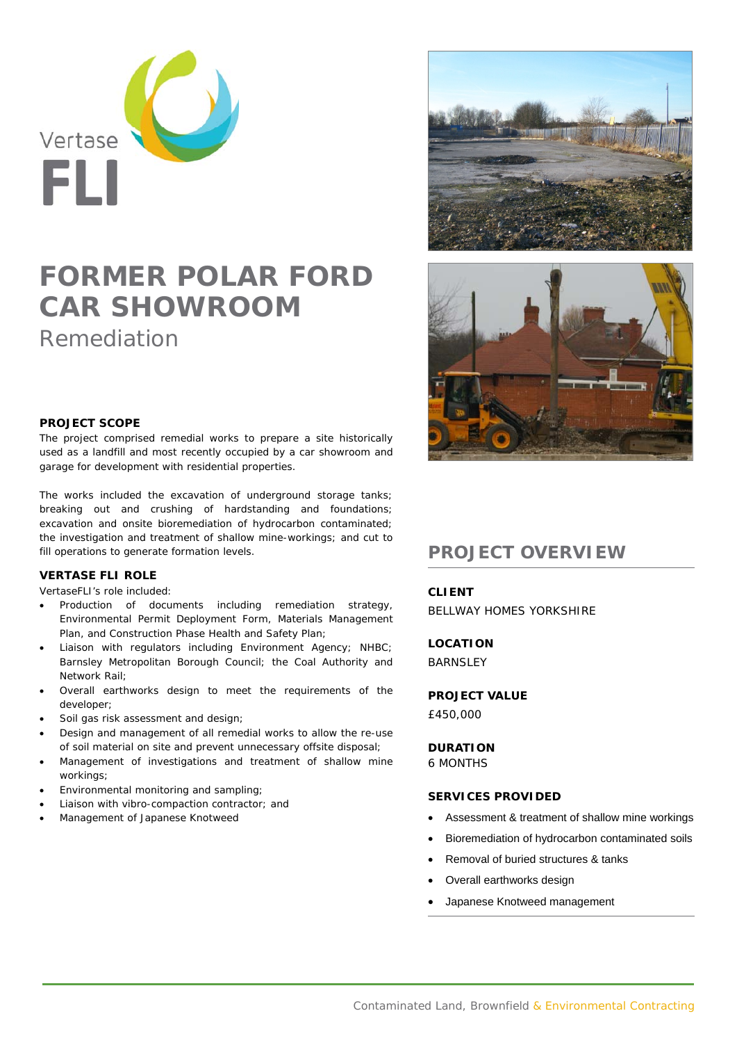Vertase FLI

# FORMER POLAR FORD CAR SHOWROOM

## Remediation

### PROJECT SCOPE

The project comprised remedial works to prepare a site historically used as a landfill and most recently occupied by a car showroom and garage for development with residential properties.

The works included the excavation of underground storage tanks; breaking out and crushing of hardstanding and foundations; excavation and onsite bioremediation of hydrocarbon contaminated; the investigation and treatment of shallow mine-workings; and cut to fill operations to generate formation levels.

### VERTASE FLI ROLE

VertaseFLI's role included:

- Production of documents including remediation strategy, Environmental Permit Deployment Form, Materials Management Plan, and Construction Phase Health and Safety Plan;
- Liaison with regulators including Environment Agency; NHBC; Barnsley Metropolitan Borough Council; the Coal Authority and Network Rail;
- Overall earthworks design to meet the requirements of the developer;
- Soil gas risk assessment and design;
- Design and management of all remedial works to allow the re-use of soil material on site and prevent unnecessary offsite disposal;
- Management of investigations and treatment of shallow mine workings;
- Environmental monitoring and sampling;
- Liaison with vibro-compaction contractor; and
- Management of Japanese Knotweed

## PROJECT OVERVIEW

**CLIENT**

BELLWAY HOMES YORKSHIRE

**LOCATION**

BARNSLEY

**PROJECT VALUE**

£450,000

**DURATION**

6 MONTHS

**SERVICES PROVIDED**

- Assessment & treatment of shallow mine workings
- Bioremediation of hydrocarbon contaminated soils
- Removal of buried structures & tanks
- Overall earthworks design
- Japanese Knotweed management

Contaminated Land, Brownfield & Environmental Contracting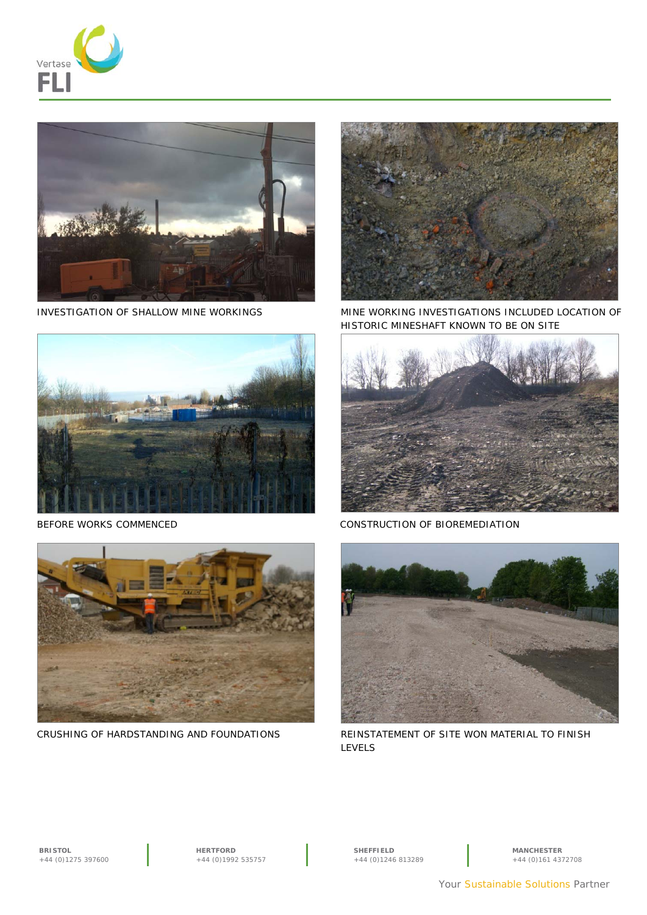INVESTIGATION OF SHALLOW MINE WORKINGS

MINE WORKING INVESTIGATIONS INCLUDED LOCATION OF HISTORIC MINESHAFT KNOWN TO BE ON SITE

BEFORE WORKS COMMENCED

CONSTRUCTION OF BIOREMEDIATION

CRUSHING OF HARDSTANDING AND FOUNDATIONS

REINSTATEMENT OF SITE WON MATERIAL TO FINISH LEVELS

**BRISTOL**
+44 (0)1275 397600

**HERTFORD**
+44 (0)1992 535757

**SHEFFIELD**
+44 (0)1246 813289

**MANCHESTER**
+44 (0)161 4372708

Your Sustainable Solutions Partner